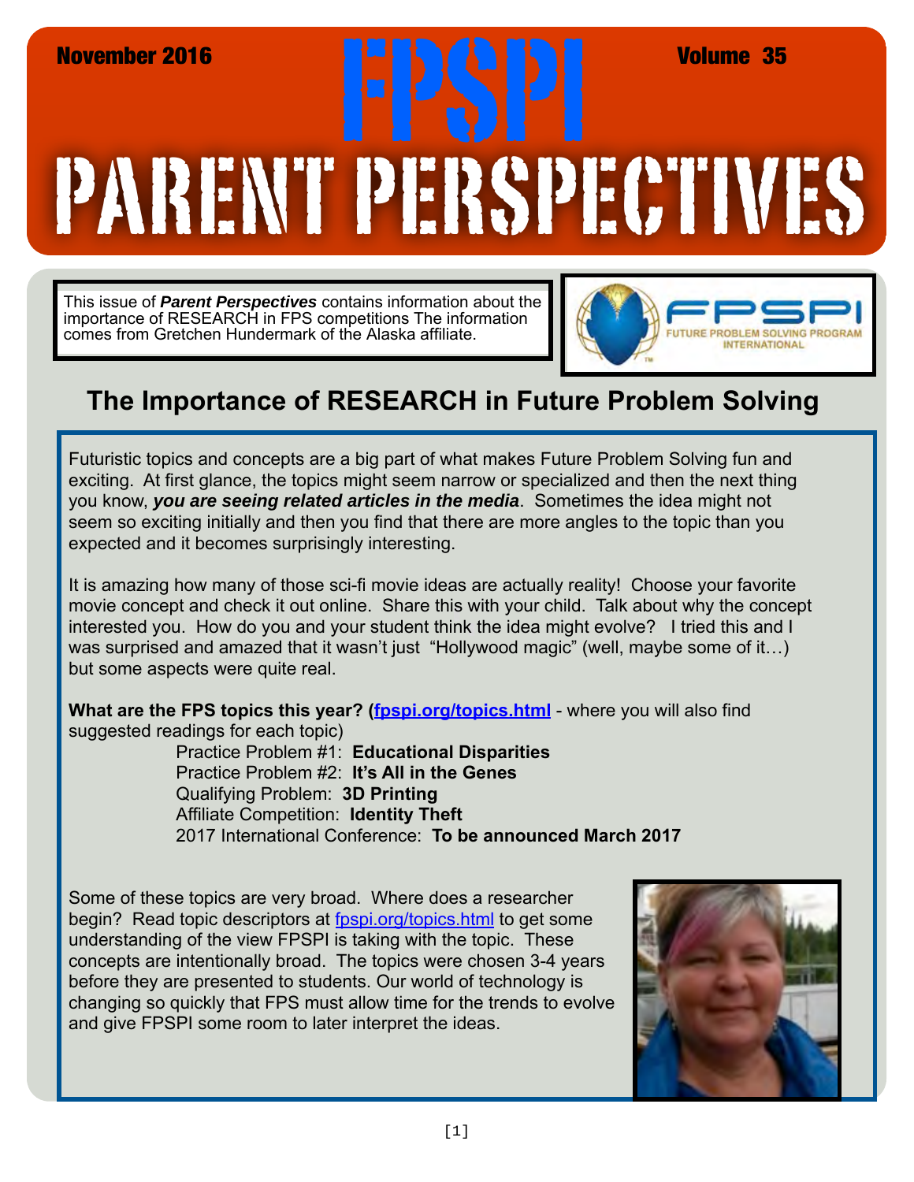November 2016 | Volume 35

# FPSPI PARENT PERSPECTIVES

This issue of ***Parent Perspectives*** contains information about the importance of RESEARCH in FPS competitions The information comes from Gretchen Hundermark of the Alaska affiliate.

## The Importance of RESEARCH in Future Problem Solving

Futuristic topics and concepts are a big part of what makes Future Problem Solving fun and exciting. At first glance, the topics might seem narrow or specialized and then the next thing you know, ***you are seeing related articles in the media***. Sometimes the idea might not seem so exciting initially and then you find that there are more angles to the topic than you expected and it becomes surprisingly interesting.

It is amazing how many of those sci-fi movie ideas are actually reality! Choose your favorite movie concept and check it out online. Share this with your child. Talk about why the concept interested you. How do you and your student think the idea might evolve? I tried this and I was surprised and amazed that it wasn't just "Hollywood magic" (well, maybe some of it…) but some aspects were quite real.

**What are the FPS topics this year? (fpspi.org/topics.html** - where you will also find suggested readings for each topic)

Practice Problem #1: **Educational Disparities**
Practice Problem #2: **It's All in the Genes**
Qualifying Problem: **3D Printing**
Affiliate Competition: **Identity Theft**
2017 International Conference: **To be announced March 2017**

Some of these topics are very broad. Where does a researcher begin? Read topic descriptors at fpspi.org/topics.html to get some understanding of the view FPSPI is taking with the topic. These concepts are intentionally broad. The topics were chosen 3-4 years before they are presented to students. Our world of technology is changing so quickly that FPS must allow time for the trends to evolve and give FPSPI some room to later interpret the ideas.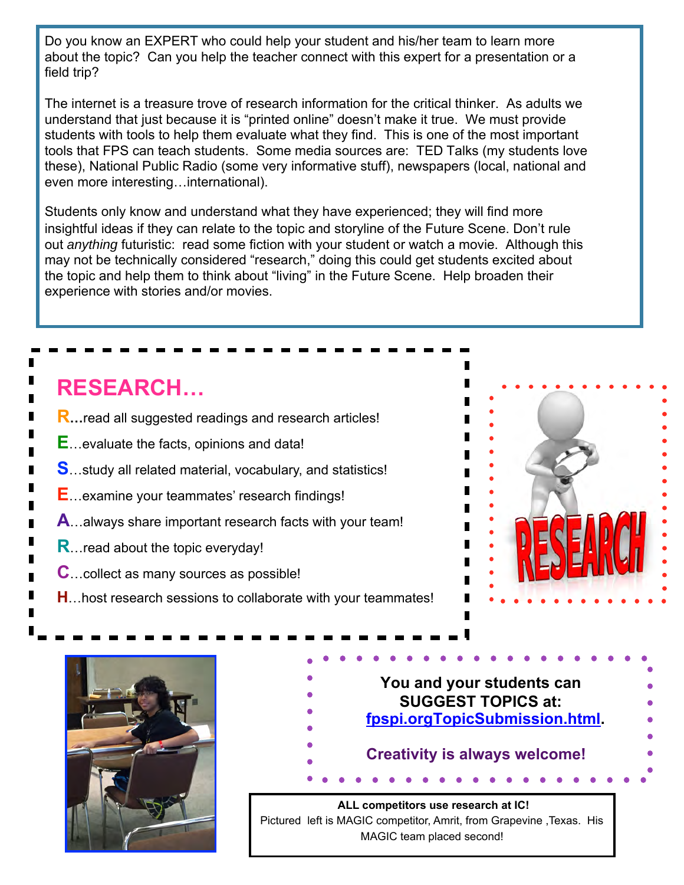Do you know an EXPERT who could help your student and his/her team to learn more about the topic? Can you help the teacher connect with this expert for a presentation or a field trip?

The internet is a treasure trove of research information for the critical thinker. As adults we understand that just because it is "printed online" doesn't make it true. We must provide students with tools to help them evaluate what they find. This is one of the most important tools that FPS can teach students. Some media sources are: TED Talks (my students love these), National Public Radio (some very informative stuff), newspapers (local, national and even more interesting…international).

Students only know and understand what they have experienced; they will find more insightful ideas if they can relate to the topic and storyline of the Future Scene. Don't rule out *anything* futuristic: read some fiction with your student or watch a movie. Although this may not be technically considered "research," doing this could get students excited about the topic and help them to think about "living" in the Future Scene. Help broaden their experience with stories and/or movies.

## RESEARCH…

**R**…read all suggested readings and research articles!

**E**…evaluate the facts, opinions and data!

**S**…study all related material, vocabulary, and statistics!

**E**…examine your teammates' research findings!

**A**…always share important research facts with your team!

**R**…read about the topic everyday!

**C**…collect as many sources as possible!

**H**…host research sessions to collaborate with your teammates!

**You and your students can SUGGEST TOPICS at: fpspi.orgTopicSubmission.html.**

**Creativity is always welcome!**

**ALL competitors use research at IC!**
Pictured left is MAGIC competitor, Amrit, from Grapevine ,Texas. His MAGIC team placed second!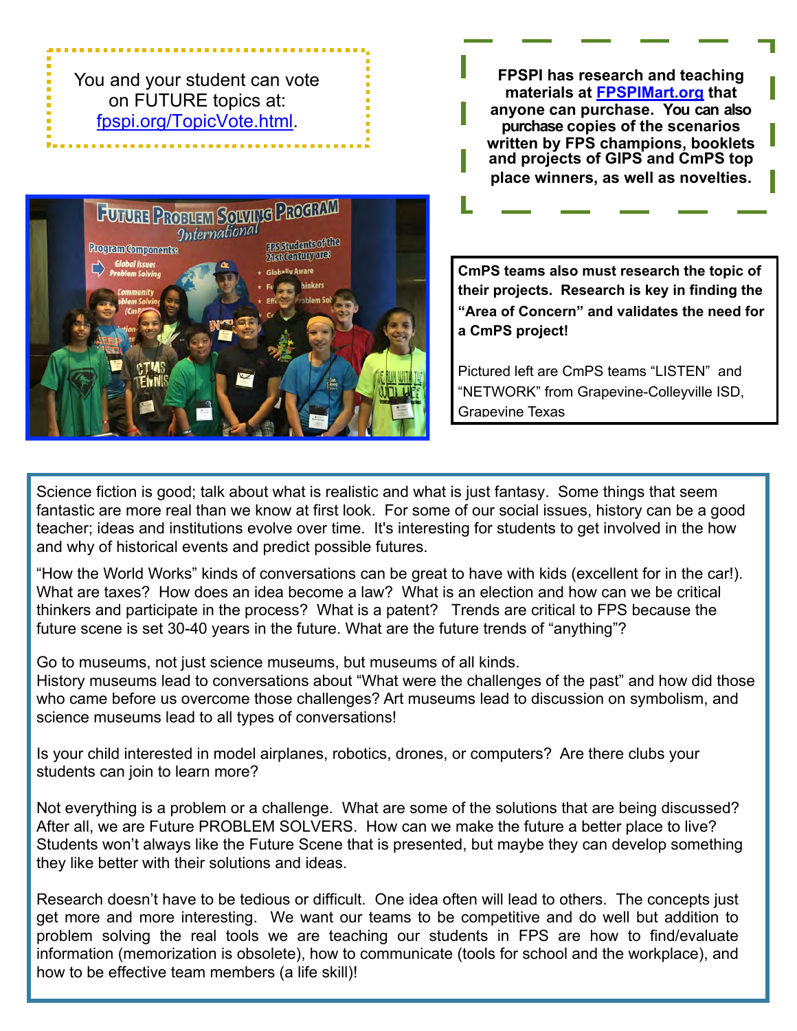You and your student can vote on FUTURE topics at: fpspi.org/TopicVote.html.

**FPSPI has research and teaching materials at FPSPIMart.org that anyone can purchase. You can also purchase copies of the scenarios written by FPS champions, booklets and projects of GIPS and CmPS top place winners, as well as novelties.**

**CmPS teams also must research the topic of their projects. Research is key in finding the "Area of Concern" and validates the need for a CmPS project!**

Pictured left are CmPS teams "LISTEN" and "NETWORK" from Grapevine-Colleyville ISD, Grapevine Texas

Science fiction is good; talk about what is realistic and what is just fantasy. Some things that seem fantastic are more real than we know at first look. For some of our social issues, history can be a good teacher; ideas and institutions evolve over time. It's interesting for students to get involved in the how and why of historical events and predict possible futures.

"How the World Works" kinds of conversations can be great to have with kids (excellent for in the car!). What are taxes? How does an idea become a law? What is an election and how can we be critical thinkers and participate in the process? What is a patent? Trends are critical to FPS because the future scene is set 30-40 years in the future. What are the future trends of "anything"?

Go to museums, not just science museums, but museums of all kinds.
History museums lead to conversations about "What were the challenges of the past" and how did those who came before us overcome those challenges? Art museums lead to discussion on symbolism, and science museums lead to all types of conversations!

Is your child interested in model airplanes, robotics, drones, or computers? Are there clubs your students can join to learn more?

Not everything is a problem or a challenge. What are some of the solutions that are being discussed? After all, we are Future PROBLEM SOLVERS. How can we make the future a better place to live? Students won't always like the Future Scene that is presented, but maybe they can develop something they like better with their solutions and ideas.

Research doesn't have to be tedious or difficult. One idea often will lead to others. The concepts just get more and more interesting. We want our teams to be competitive and do well but addition to problem solving the real tools we are teaching our students in FPS are how to find/evaluate information (memorization is obsolete), how to communicate (tools for school and the workplace), and how to be effective team members (a life skill)!